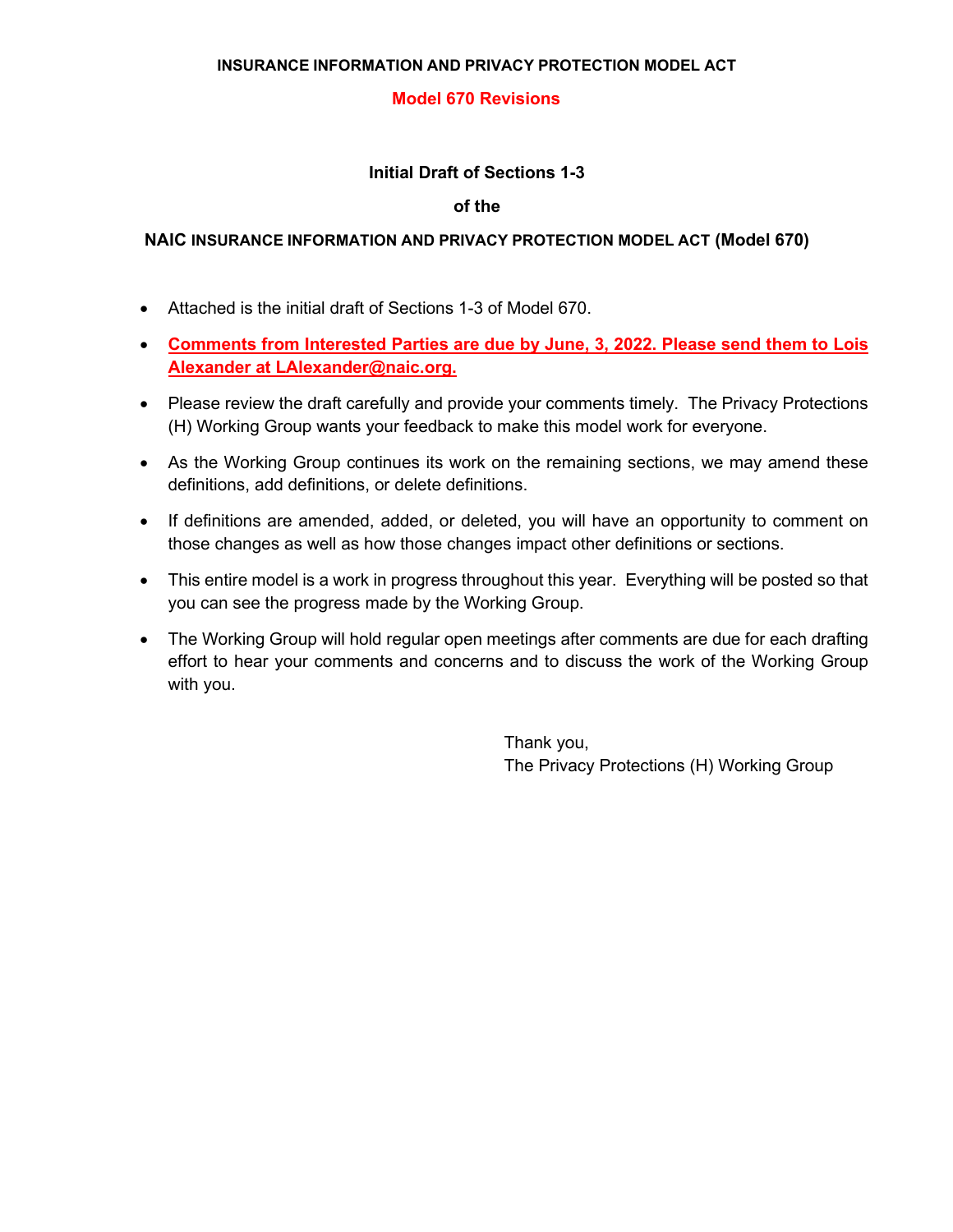**INSURANCE INFORMATION AND PRIVACY PROTECTION MODEL ACT**

**Model 670 Revisions**

**Initial Draft of Sections 1-3**

**of the**

**NAIC INSURANCE INFORMATION AND PRIVACY PROTECTION MODEL ACT (Model 670)**

- Attached is the initial draft of Sections 1-3 of Model 670.
- **Comments from Interested Parties are due by June, 3, 2022. Please send them to Lois Alexander at LAlexander@naic.org.**
- Please review the draft carefully and provide your comments timely. The Privacy Protections (H) Working Group wants your feedback to make this model work for everyone.
- As the Working Group continues its work on the remaining sections, we may amend these definitions, add definitions, or delete definitions.
- If definitions are amended, added, or deleted, you will have an opportunity to comment on those changes as well as how those changes impact other definitions or sections.
- This entire model is a work in progress throughout this year. Everything will be posted so that you can see the progress made by the Working Group.
- The Working Group will hold regular open meetings after comments are due for each drafting effort to hear your comments and concerns and to discuss the work of the Working Group with you.

Thank you,
The Privacy Protections (H) Working Group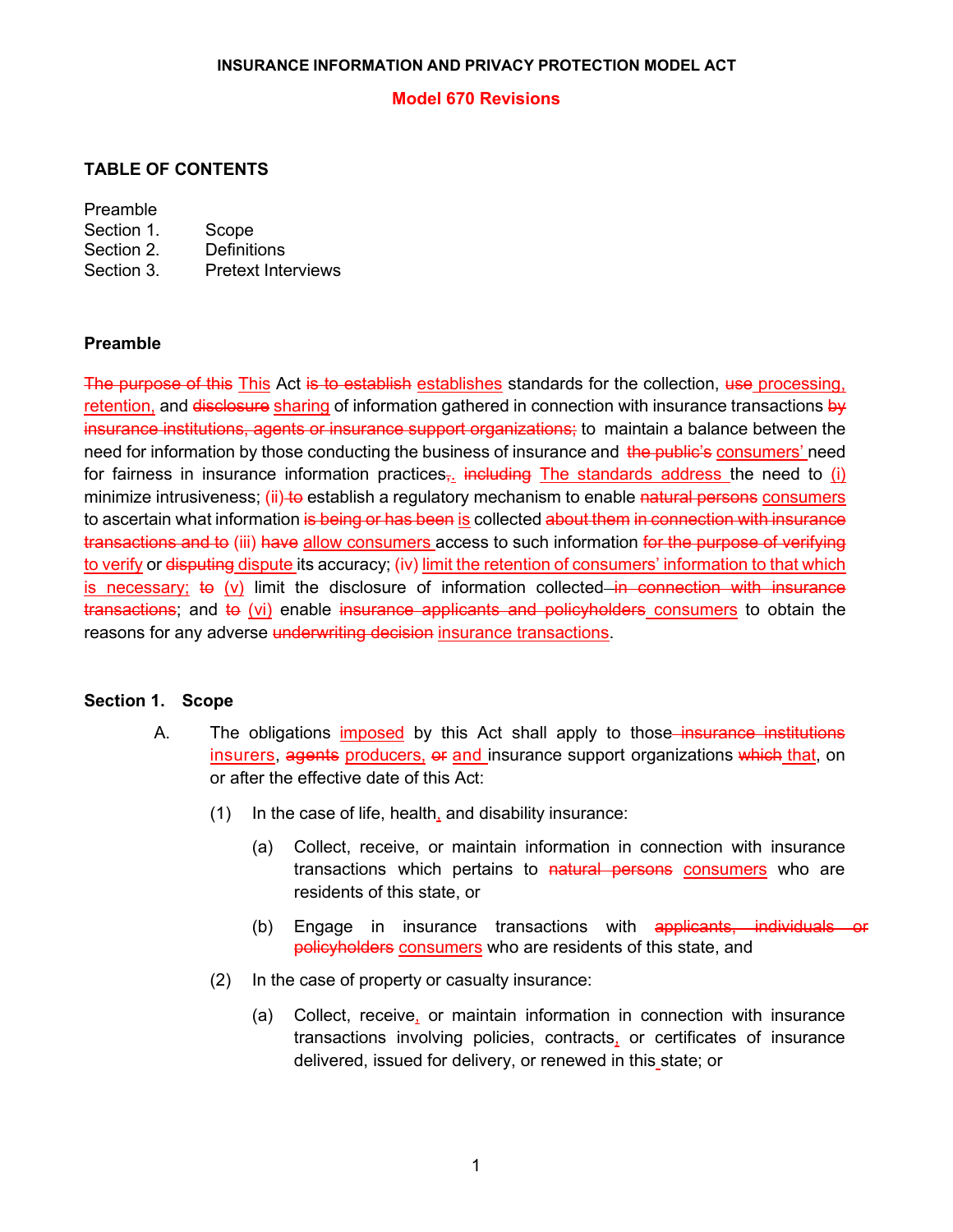**INSURANCE INFORMATION AND PRIVACY PROTECTION MODEL ACT**

**Model 670 Revisions**

**TABLE OF CONTENTS**

Preamble
Section 1. Scope
Section 2. Definitions
Section 3. Pretext Interviews

**Preamble**

~~The purpose of this~~ This Act ~~is to establish~~ establishes standards for the collection, ~~use~~ processing, retention, and ~~disclosure~~ sharing of information gathered in connection with insurance transactions ~~by insurance institutions, agents or insurance support organizations;~~ to maintain a balance between the need for information by those conducting the business of insurance and ~~the public's~~ consumers' need for fairness in insurance information practices~~,~~. ~~including~~ The standards address the need to (i) minimize intrusiveness; (ii) ~~to~~ establish a regulatory mechanism to enable ~~natural persons~~ consumers to ascertain what information ~~is being or has been~~ is collected ~~about them in connection with insurance transactions and to~~ (iii) ~~have~~ allow consumers access to such information ~~for the purpose of verifying~~ to verify or ~~disputing~~ dispute its accuracy; (iv) limit the retention of consumers' information to that which is necessary; ~~to~~ (v) limit the disclosure of information collected ~~in connection with insurance transactions~~; and ~~to~~ (vi) enable ~~insurance applicants and policyholders~~ consumers to obtain the reasons for any adverse ~~underwriting decision~~ insurance transactions.

**Section 1. Scope**

A. The obligations imposed by this Act shall apply to those ~~insurance institutions~~ insurers, ~~agents~~ producers, ~~or~~ and insurance support organizations ~~which~~ that, on or after the effective date of this Act:

(1) In the case of life, health, and disability insurance:

(a) Collect, receive, or maintain information in connection with insurance transactions which pertains to ~~natural persons~~ consumers who are residents of this state, or

(b) Engage in insurance transactions with ~~applicants, individuals or policyholders~~ consumers who are residents of this state, and

(2) In the case of property or casualty insurance:

(a) Collect, receive, or maintain information in connection with insurance transactions involving policies, contracts, or certificates of insurance delivered, issued for delivery, or renewed in this state; or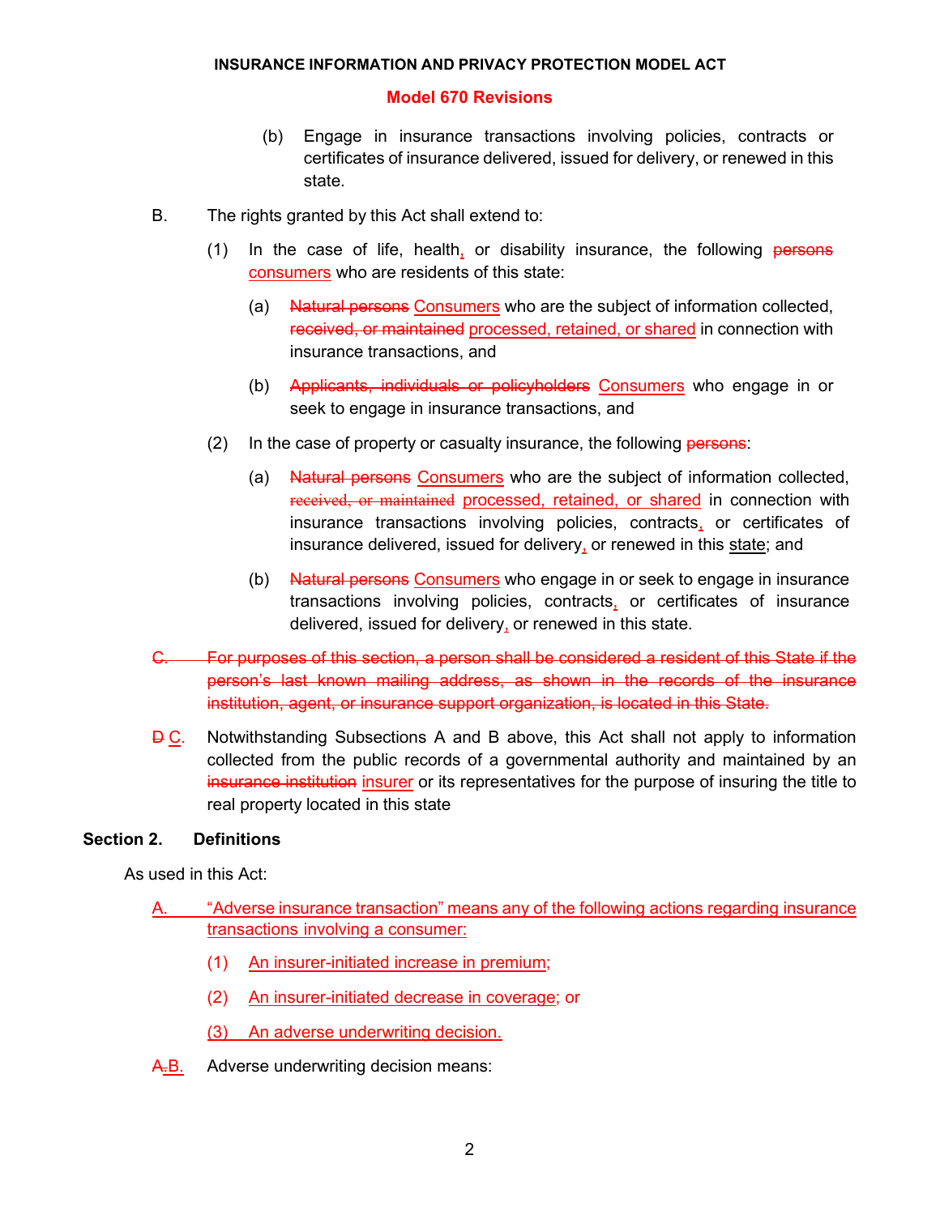(b) Engage in insurance transactions involving policies, contracts or certificates of insurance delivered, issued for delivery, or renewed in this state.

B. The rights granted by this Act shall extend to:

(1) In the case of life, health, or disability insurance, the following ~~persons~~ consumers who are residents of this state:

(a) ~~Natural persons~~ Consumers who are the subject of information collected, ~~received, or maintained~~ processed, retained, or shared in connection with insurance transactions, and

(b) ~~Applicants, individuals or policyholders~~ Consumers who engage in or seek to engage in insurance transactions, and

(2) In the case of property or casualty insurance, the following ~~persons~~:

(a) ~~Natural persons~~ Consumers who are the subject of information collected, ~~received, or maintained~~ processed, retained, or shared in connection with insurance transactions involving policies, contracts, or certificates of insurance delivered, issued for delivery, or renewed in this state; and

(b) ~~Natural persons~~ Consumers who engage in or seek to engage in insurance transactions involving policies, contracts, or certificates of insurance delivered, issued for delivery, or renewed in this state.

~~C. For purposes of this section, a person shall be considered a resident of this State if the person's last known mailing address, as shown in the records of the insurance institution, agent, or insurance support organization, is located in this State.~~

~~D~~ C. Notwithstanding Subsections A and B above, this Act shall not apply to information collected from the public records of a governmental authority and maintained by an ~~insurance institution~~ insurer or its representatives for the purpose of insuring the title to real property located in this state

## Section 2. Definitions

As used in this Act:

A. "Adverse insurance transaction" means any of the following actions regarding insurance transactions involving a consumer:

(1) An insurer-initiated increase in premium;

(2) An insurer-initiated decrease in coverage; or

(3) An adverse underwriting decision.

~~A.~~B. Adverse underwriting decision means: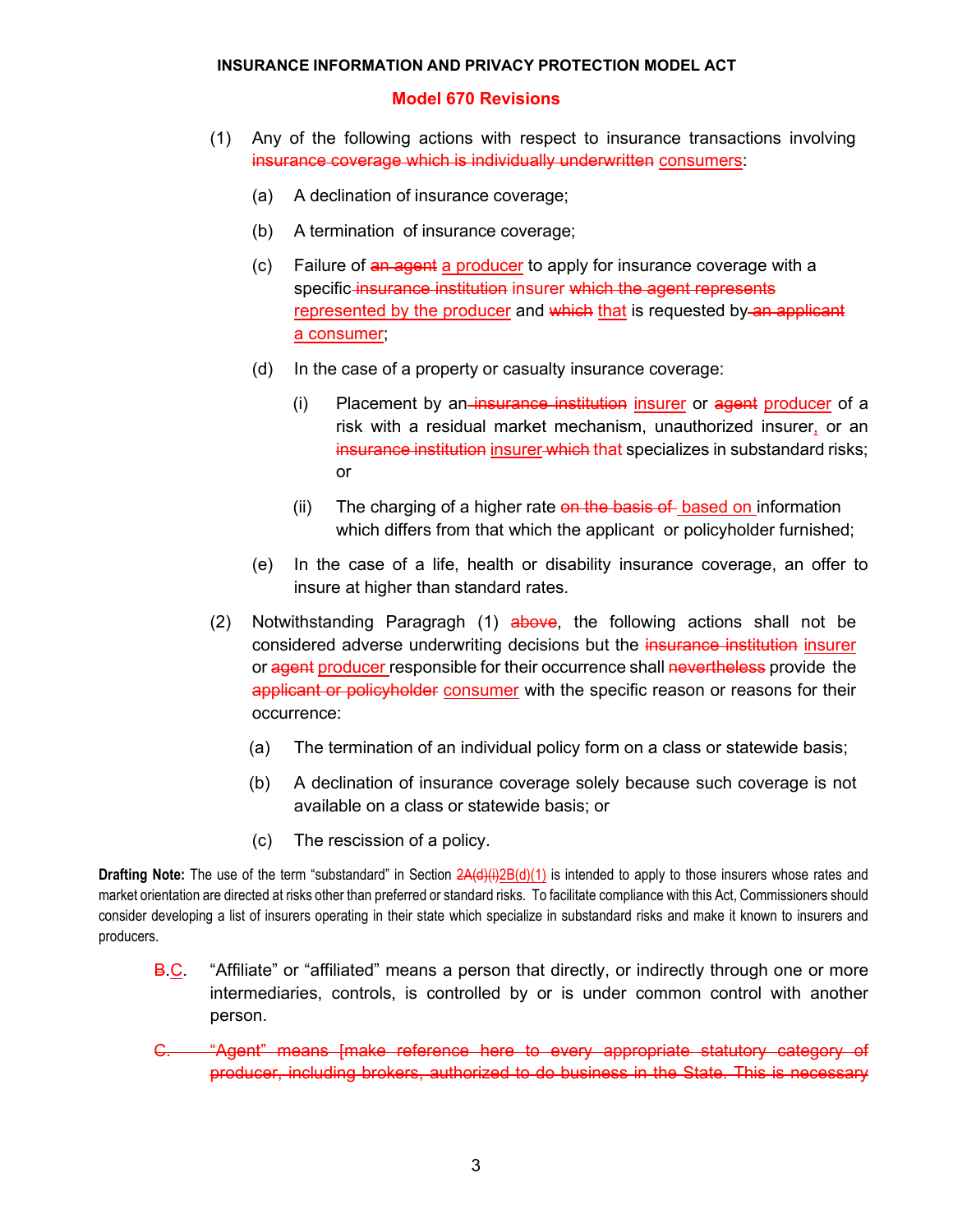**INSURANCE INFORMATION AND PRIVACY PROTECTION MODEL ACT**

**Model 670 Revisions**

(1) Any of the following actions with respect to insurance transactions involving ~~insurance coverage which is individually underwritten~~ consumers:

(a) A declination of insurance coverage;

(b) A termination of insurance coverage;

(c) Failure of ~~an agent~~ a producer to apply for insurance coverage with a specific ~~insurance institution~~ insurer ~~which the agent represents~~ represented by the producer and ~~which~~ that is requested by ~~an applicant~~ a consumer;

(d) In the case of a property or casualty insurance coverage:

(i) Placement by an ~~insurance institution~~ insurer or ~~agent~~ producer of a risk with a residual market mechanism, unauthorized insurer, or an ~~insurance institution~~ insurer ~~which~~ that specializes in substandard risks; or

(ii) The charging of a higher rate ~~on the basis of~~ based on information which differs from that which the applicant or policyholder furnished;

(e) In the case of a life, health or disability insurance coverage, an offer to insure at higher than standard rates.

(2) Notwithstanding Paragragh (1) ~~above~~, the following actions shall not be considered adverse underwriting decisions but the ~~insurance institution~~ insurer or ~~agent~~ producer responsible for their occurrence shall ~~nevertheless~~ provide the ~~applicant or policyholder~~ consumer with the specific reason or reasons for their occurrence:

(a) The termination of an individual policy form on a class or statewide basis;

(b) A declination of insurance coverage solely because such coverage is not available on a class or statewide basis; or

(c) The rescission of a policy.

**Drafting Note:** The use of the term "substandard" in Section ~~2A(d)(i)~~2B(d)(1) is intended to apply to those insurers whose rates and market orientation are directed at risks other than preferred or standard risks. To facilitate compliance with this Act, Commissioners should consider developing a list of insurers operating in their state which specialize in substandard risks and make it known to insurers and producers.

~~B.~~C. "Affiliate" or "affiliated" means a person that directly, or indirectly through one or more intermediaries, controls, is controlled by or is under common control with another person.

~~C. "Agent" means [make reference here to every appropriate statutory category of producer, including brokers, authorized to do business in the State. This is necessary~~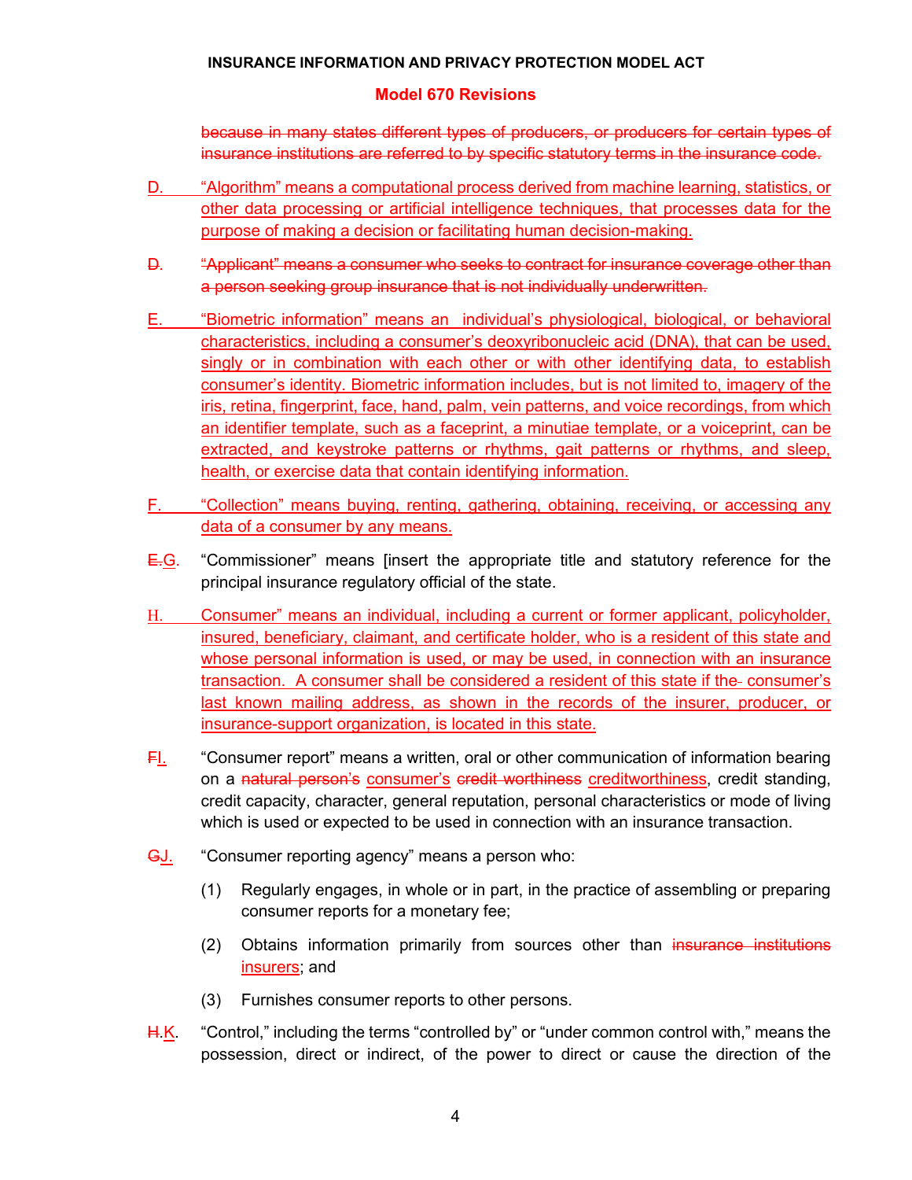~~because in many states different types of producers, or producers for certain types of insurance institutions are referred to by specific statutory terms in the insurance code.~~

D. "Algorithm" means a computational process derived from machine learning, statistics, or other data processing or artificial intelligence techniques, that processes data for the purpose of making a decision or facilitating human decision-making.

~~D. "Applicant" means a consumer who seeks to contract for insurance coverage other than a person seeking group insurance that is not individually underwritten.~~

E. "Biometric information" means an individual's physiological, biological, or behavioral characteristics, including a consumer's deoxyribonucleic acid (DNA), that can be used, singly or in combination with each other or with other identifying data, to establish consumer's identity. Biometric information includes, but is not limited to, imagery of the iris, retina, fingerprint, face, hand, palm, vein patterns, and voice recordings, from which an identifier template, such as a faceprint, a minutiae template, or a voiceprint, can be extracted, and keystroke patterns or rhythms, gait patterns or rhythms, and sleep, health, or exercise data that contain identifying information.

F. "Collection" means buying, renting, gathering, obtaining, receiving, or accessing any data of a consumer by any means.

~~E.~~G. "Commissioner" means [insert the appropriate title and statutory reference for the principal insurance regulatory official of the state.

H. Consumer" means an individual, including a current or former applicant, policyholder, insured, beneficiary, claimant, and certificate holder, who is a resident of this state and whose personal information is used, or may be used, in connection with an insurance transaction. A consumer shall be considered a resident of this state if the consumer's last known mailing address, as shown in the records of the insurer, producer, or insurance-support organization, is located in this state.

~~F~~I. "Consumer report" means a written, oral or other communication of information bearing on a ~~natural person's~~ consumer's ~~credit worthiness~~ creditworthiness, credit standing, credit capacity, character, general reputation, personal characteristics or mode of living which is used or expected to be used in connection with an insurance transaction.

~~G~~J. "Consumer reporting agency" means a person who:

(1) Regularly engages, in whole or in part, in the practice of assembling or preparing consumer reports for a monetary fee;

(2) Obtains information primarily from sources other than ~~insurance institutions~~ insurers; and

(3) Furnishes consumer reports to other persons.

~~H.~~K. "Control," including the terms "controlled by" or "under common control with," means the possession, direct or indirect, of the power to direct or cause the direction of the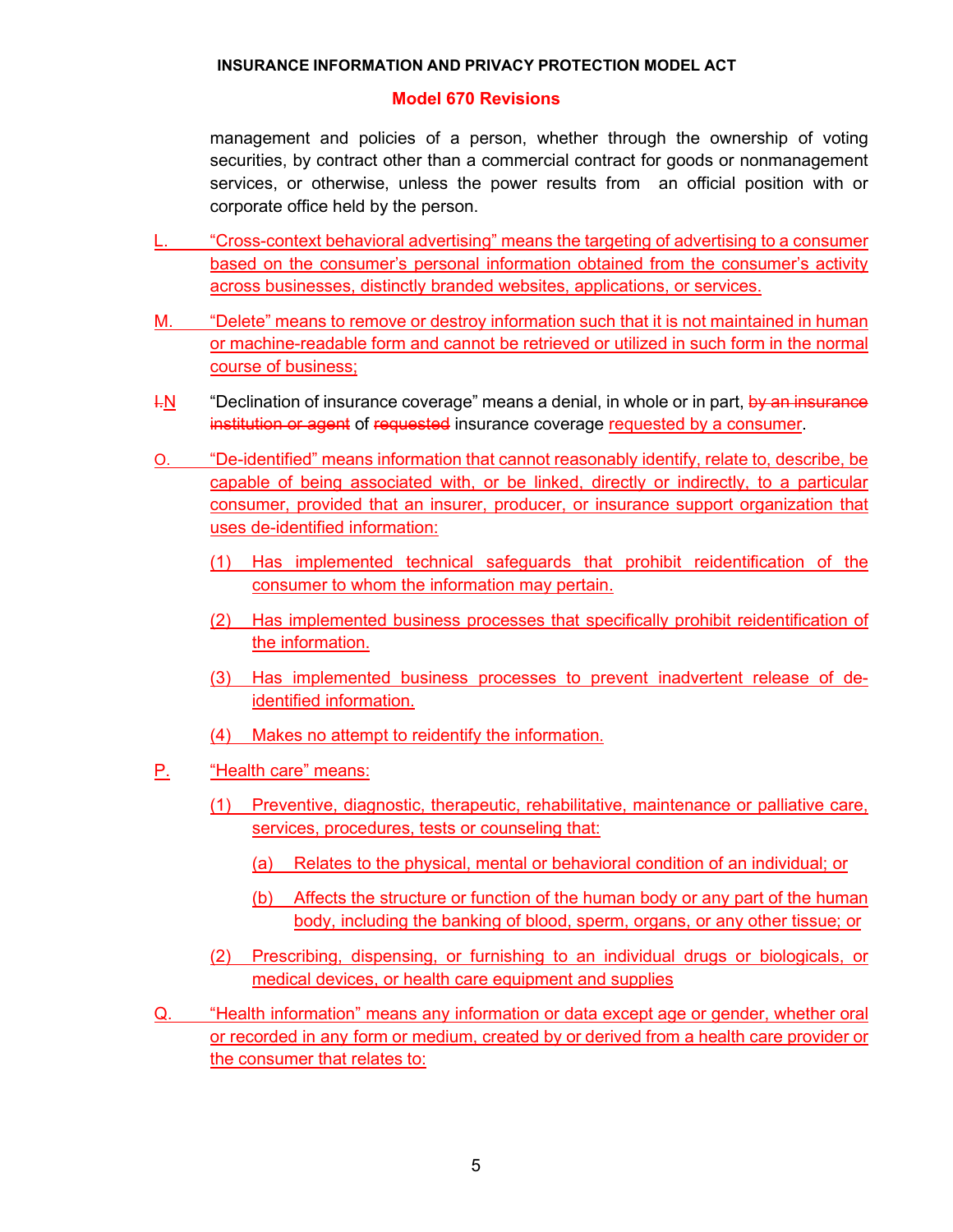management and policies of a person, whether through the ownership of voting securities, by contract other than a commercial contract for goods or nonmanagement services, or otherwise, unless the power results from an official position with or corporate office held by the person.

L. "Cross-context behavioral advertising" means the targeting of advertising to a consumer based on the consumer's personal information obtained from the consumer's activity across businesses, distinctly branded websites, applications, or services.

M. "Delete" means to remove or destroy information such that it is not maintained in human or machine-readable form and cannot be retrieved or utilized in such form in the normal course of business;

~~I.~~N "Declination of insurance coverage" means a denial, in whole or in part, ~~by an insurance institution or agent~~ of ~~requested~~ insurance coverage requested by a consumer.

O. "De-identified" means information that cannot reasonably identify, relate to, describe, be capable of being associated with, or be linked, directly or indirectly, to a particular consumer, provided that an insurer, producer, or insurance support organization that uses de-identified information:

(1) Has implemented technical safeguards that prohibit reidentification of the consumer to whom the information may pertain.

(2) Has implemented business processes that specifically prohibit reidentification of the information.

(3) Has implemented business processes to prevent inadvertent release of de-identified information.

(4) Makes no attempt to reidentify the information.

P. "Health care" means:

(1) Preventive, diagnostic, therapeutic, rehabilitative, maintenance or palliative care, services, procedures, tests or counseling that:

(a) Relates to the physical, mental or behavioral condition of an individual; or

(b) Affects the structure or function of the human body or any part of the human body, including the banking of blood, sperm, organs, or any other tissue; or

(2) Prescribing, dispensing, or furnishing to an individual drugs or biologicals, or medical devices, or health care equipment and supplies

Q. "Health information" means any information or data except age or gender, whether oral or recorded in any form or medium, created by or derived from a health care provider or the consumer that relates to: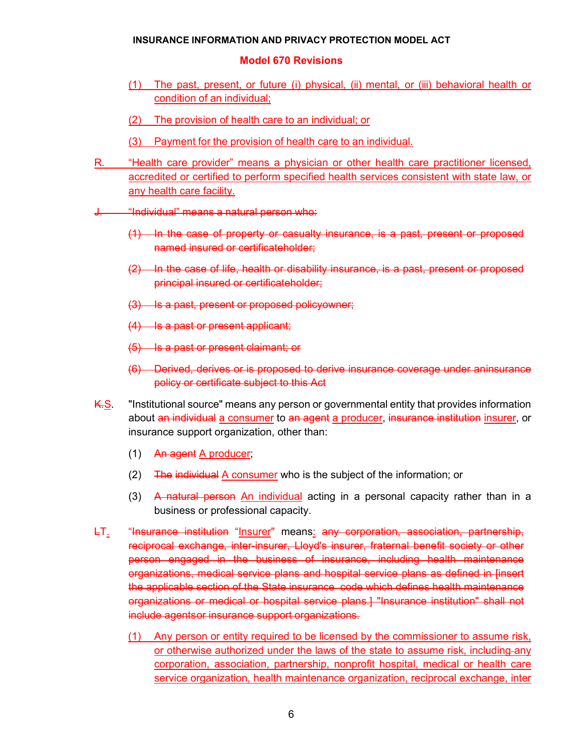**INSURANCE INFORMATION AND PRIVACY PROTECTION MODEL ACT**

**Model 670 Revisions**

(1) The past, present, or future (i) physical, (ii) mental, or (iii) behavioral health or condition of an individual;

(2) The provision of health care to an individual; or

(3) Payment for the provision of health care to an individual.

R. "Health care provider" means a physician or other health care practitioner licensed, accredited or certified to perform specified health services consistent with state law, or any health care facility.

~~J. "Individual" means a natural person who:~~

~~(1) In the case of property or casualty insurance, is a past, present or proposed named insured or certificateholder;~~

~~(2) In the case of life, health or disability insurance, is a past, present or proposed principal insured or certificateholder;~~

~~(3) Is a past, present or proposed policyowner;~~

~~(4) Is a past or present applicant;~~

~~(5) Is a past or present claimant; or~~

~~(6) Derived, derives or is proposed to derive insurance coverage under aninsurance policy or certificate subject to this Act~~

~~K.~~S. "Institutional source" means any person or governmental entity that provides information about ~~an individual~~ a consumer to ~~an agent~~ a producer, ~~insurance institution~~ insurer, or insurance support organization, other than:

(1) ~~An agent~~ A producer;

(2) ~~The individual~~ A consumer who is the subject of the information; or

(3) ~~A natural person~~ An individual acting in a personal capacity rather than in a business or professional capacity.

~~L~~T. "~~Insurance institution~~ "Insurer" means: ~~any corporation, association, partnership, reciprocal exchange, inter-insurer, Lloyd's insurer, fraternal benefit society or other person engaged in the business of insurance, including health maintenance organizations, medical service plans and hospital service plans as defined in [insert the applicable section of the State insurance code which defines health maintenance organizations or medical or hospital service plans.] "Insurance institution" shall not include agentsor insurance support organizations.~~

(1) Any person or entity required to be licensed by the commissioner to assume risk, or otherwise authorized under the laws of the state to assume risk, including any corporation, association, partnership, nonprofit hospital, medical or health care service organization, health maintenance organization, reciprocal exchange, inter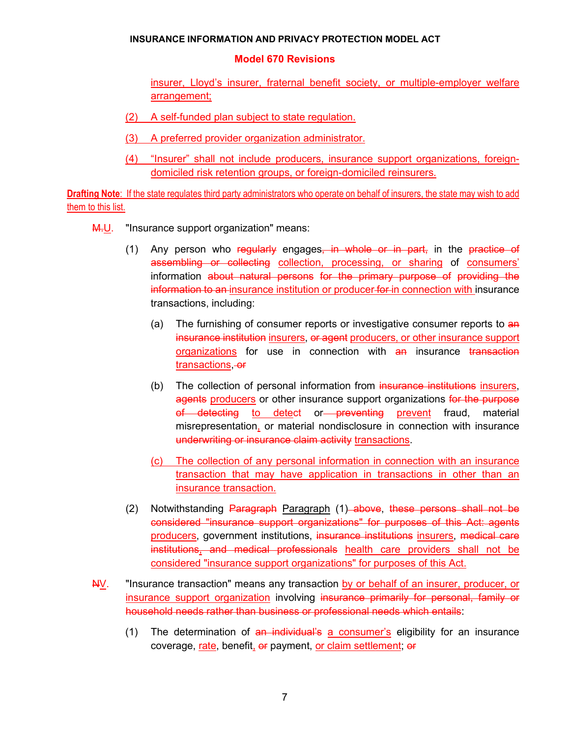<u>insurer, Lloyd's insurer, fraternal benefit society, or multiple-employer welfare arrangement;</u>

<u>(2) A self-funded plan subject to state regulation.</u>

<u>(3) A preferred provider organization administrator.</u>

<u>(4) "Insurer" shall not include producers, insurance support organizations, foreign-domiciled risk retention groups, or foreign-domiciled reinsurers.</u>

<u>**Drafting Note**: If the state regulates third party administrators who operate on behalf of insurers, the state may wish to add them to this list.</u>

~~M.~~<u>U</u>. "Insurance support organization" means:

(1) Any person who ~~regularly~~ engages~~, in whole or in part,~~ in the ~~practice of assembling or collecting~~ <u>collection, processing, or sharing</u> of <u>consumers'</u> information ~~about natural persons for the primary purpose of~~ ~~providing the information to an~~ <u>insurance institution or producer</u> ~~for~~ <u>in connection with</u> insurance transactions, including:

(a) The furnishing of consumer reports or investigative consumer reports to ~~an insurance institution~~ <u>insurers</u>, ~~or agent~~ <u>producers, or other insurance support organizations</u> for use in connection with ~~an~~ insurance ~~transaction~~ <u>transactions</u>, ~~or~~

(b) The collection of personal information from ~~insurance institutions~~ <u>insurers</u>, ~~agents~~ <u>producers</u> or other insurance support organizations ~~for the purpose of detecting~~ <u>to detect</u> or ~~preventing~~ <u>prevent</u> fraud, material misrepresentation<u>,</u> or material nondisclosure in connection with insurance ~~underwriting or insurance claim activity~~ <u>transactions</u>.

<u>(c) The collection of any personal information in connection with an insurance transaction that may have application in transactions in other than an insurance transaction.</u>

(2) Notwithstanding ~~Paragraph~~ <u>Paragraph</u> (1)~~ above~~, ~~these persons shall not be considered "insurance support organizations" for purposes of this Act: agents~~ <u>producers</u>, government institutions, ~~insurance institutions~~ <u>insurers</u>, ~~medical care institutions, and medical professionals~~ <u>health care providers shall not be considered "insurance support organizations" for purposes of this Act.</u>

~~N~~<u>V</u>. "Insurance transaction" means any transaction <u>by or behalf of an insurer, producer, or insurance support organization</u> involving ~~insurance primarily for personal, family or household needs rather than business or professional needs which entails~~:

(1) The determination of ~~an individual's~~ <u>a consumer's</u> eligibility for an insurance coverage, <u>rate</u>, benefit<u>,</u> ~~or~~ payment, <u>or claim settlement</u>; ~~or~~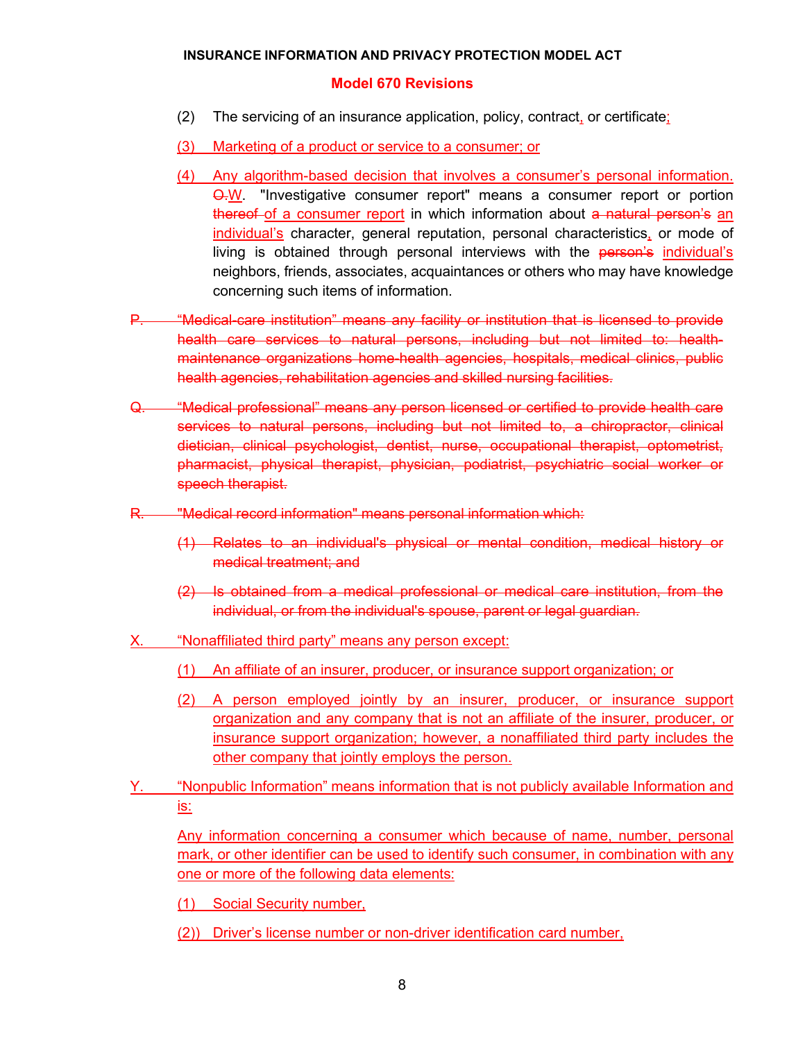(2) The servicing of an insurance application, policy, contract, or certificate;

(3) Marketing of a product or service to a consumer; or

(4) Any algorithm-based decision that involves a consumer's personal information. ~~O.~~W. "Investigative consumer report" means a consumer report or portion ~~thereof~~ of a consumer report in which information about ~~a natural person's~~ an individual's character, general reputation, personal characteristics, or mode of living is obtained through personal interviews with the ~~person's~~ individual's neighbors, friends, associates, acquaintances or others who may have knowledge concerning such items of information.

~~P. "Medical-care institution" means any facility or institution that is licensed to provide health care services to natural persons, including but not limited to: health-maintenance organizations home-health agencies, hospitals, medical clinics, public health agencies, rehabilitation agencies and skilled nursing facilities.~~

~~Q. "Medical professional" means any person licensed or certified to provide health care services to natural persons, including but not limited to, a chiropractor, clinical dietician, clinical psychologist, dentist, nurse, occupational therapist, optometrist, pharmacist, physical therapist, physician, podiatrist, psychiatric social worker or speech therapist.~~

~~R. "Medical record information" means personal information which:~~

~~(1) Relates to an individual's physical or mental condition, medical history or medical treatment; and~~

~~(2) Is obtained from a medical professional or medical care institution, from the individual, or from the individual's spouse, parent or legal guardian.~~

X. "Nonaffiliated third party" means any person except:

(1) An affiliate of an insurer, producer, or insurance support organization; or

(2) A person employed jointly by an insurer, producer, or insurance support organization and any company that is not an affiliate of the insurer, producer, or insurance support organization; however, a nonaffiliated third party includes the other company that jointly employs the person.

Y. "Nonpublic Information" means information that is not publicly available Information and is:

Any information concerning a consumer which because of name, number, personal mark, or other identifier can be used to identify such consumer, in combination with any one or more of the following data elements:

(1) Social Security number,

(2)) Driver's license number or non-driver identification card number,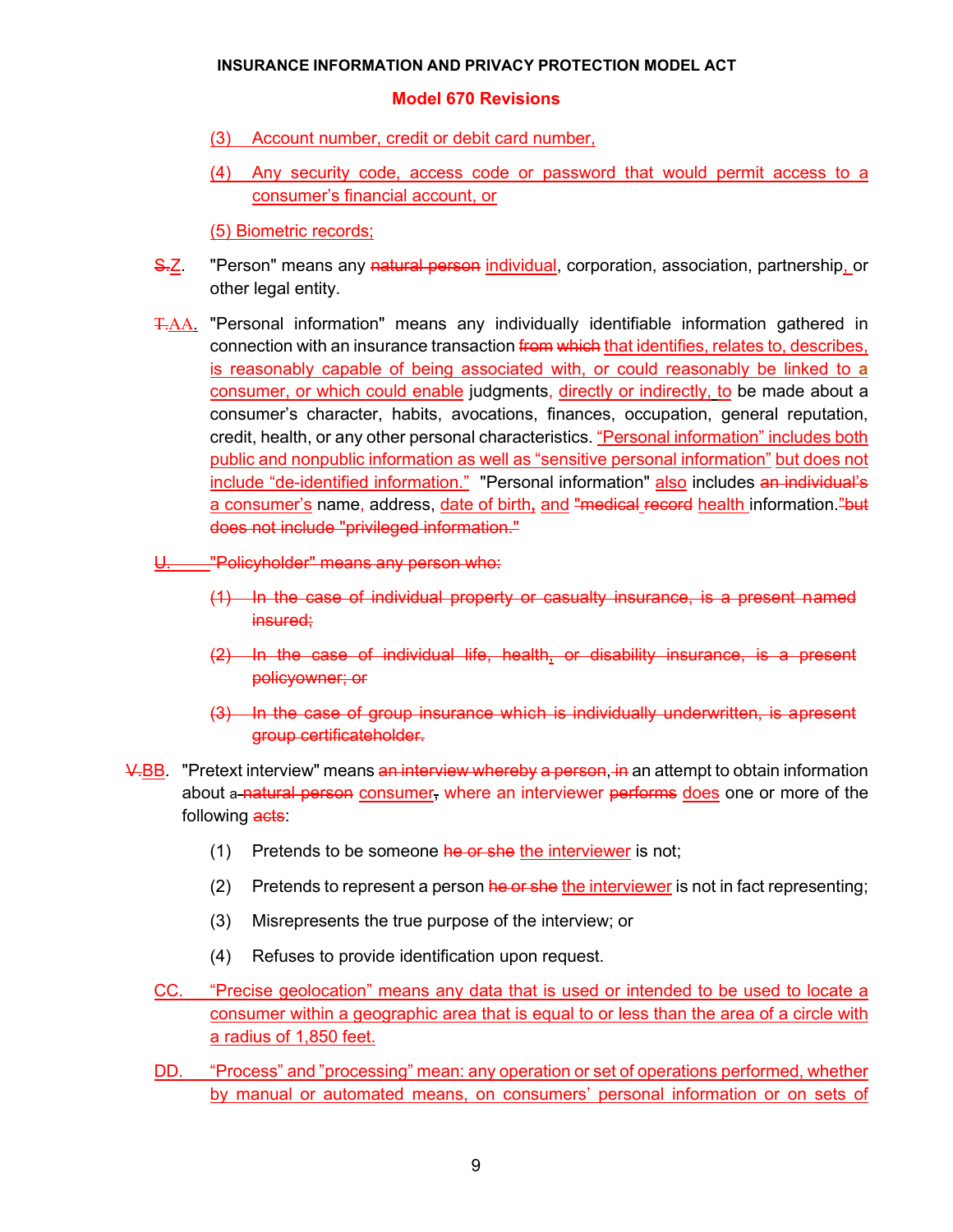(3) Account number, credit or debit card number,

(4) Any security code, access code or password that would permit access to a consumer's financial account, or

(5) Biometric records;

~~S.~~Z. "Person" means any ~~natural person~~ individual, corporation, association, partnership, or other legal entity.

~~T.~~AA. "Personal information" means any individually identifiable information gathered in connection with an insurance transaction ~~from which~~ that identifies, relates to, describes, is reasonably capable of being associated with, or could reasonably be linked to a consumer, or which could enable judgments, directly or indirectly, to be made about a consumer's character, habits, avocations, finances, occupation, general reputation, credit, health, or any other personal characteristics. "Personal information" includes both public and nonpublic information as well as "sensitive personal information" but does not include "de-identified information." "Personal information" also includes ~~an individual's~~ a consumer's name, address, date of birth, and ~~"medical record~~ health information.~~"but does not include "privileged information."~~

~~U. "Policyholder" means any person who:~~

~~(1) In the case of individual property or casualty insurance, is a present named insured;~~

~~(2) In the case of individual life, health, or disability insurance, is a present policyowner; or~~

~~(3) In the case of group insurance which is individually underwritten, is apresent group certificateholder.~~

~~V.~~BB. "Pretext interview" means ~~an interview whereby a person,~~ ~~in~~ an attempt to obtain information about a ~~natural person~~ consumer, where an interviewer ~~performs~~ does one or more of the following ~~acts~~:

(1) Pretends to be someone ~~he or she~~ the interviewer is not;

(2) Pretends to represent a person ~~he or she~~ the interviewer is not in fact representing;

(3) Misrepresents the true purpose of the interview; or

(4) Refuses to provide identification upon request.

CC. "Precise geolocation" means any data that is used or intended to be used to locate a consumer within a geographic area that is equal to or less than the area of a circle with a radius of 1,850 feet.

DD. "Process" and "processing" mean: any operation or set of operations performed, whether by manual or automated means, on consumers' personal information or on sets of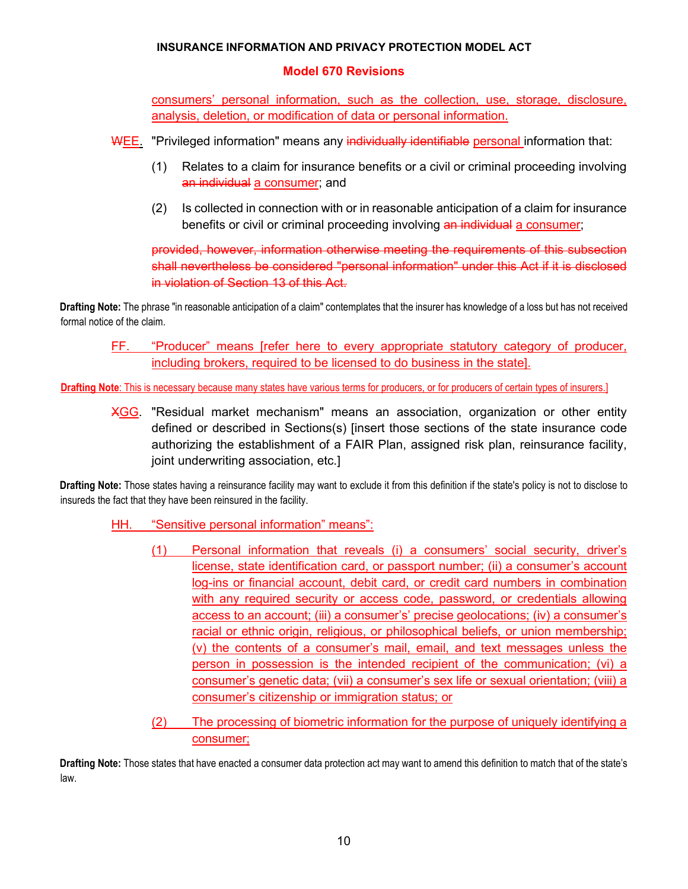consumers' personal information, such as the collection, use, storage, disclosure, analysis, deletion, or modification of data or personal information.

~~W~~EE. "Privileged information" means any ~~individually identifiable~~ personal information that:

(1) Relates to a claim for insurance benefits or a civil or criminal proceeding involving ~~an individual~~ a consumer; and

(2) Is collected in connection with or in reasonable anticipation of a claim for insurance benefits or civil or criminal proceeding involving ~~an individual~~ a consumer;

~~provided, however, information otherwise meeting the requirements of this subsection shall nevertheless be considered "personal information" under this Act if it is disclosed in violation of Section 13 of this Act.~~

**Drafting Note:** The phrase "in reasonable anticipation of a claim" contemplates that the insurer has knowledge of a loss but has not received formal notice of the claim.

FF. "Producer" means [refer here to every appropriate statutory category of producer, including brokers, required to be licensed to do business in the state].

**Drafting Note**: This is necessary because many states have various terms for producers, or for producers of certain types of insurers.]

~~X~~GG. "Residual market mechanism" means an association, organization or other entity defined or described in Sections(s) [insert those sections of the state insurance code authorizing the establishment of a FAIR Plan, assigned risk plan, reinsurance facility, joint underwriting association, etc.]

**Drafting Note:** Those states having a reinsurance facility may want to exclude it from this definition if the state's policy is not to disclose to insureds the fact that they have been reinsured in the facility.

HH. "Sensitive personal information" means":

(1) Personal information that reveals (i) a consumers' social security, driver's license, state identification card, or passport number; (ii) a consumer's account log-ins or financial account, debit card, or credit card numbers in combination with any required security or access code, password, or credentials allowing access to an account; (iii) a consumer's' precise geolocations; (iv) a consumer's racial or ethnic origin, religious, or philosophical beliefs, or union membership; (v) the contents of a consumer's mail, email, and text messages unless the person in possession is the intended recipient of the communication; (vi) a consumer's genetic data; (vii) a consumer's sex life or sexual orientation; (viii) a consumer's citizenship or immigration status; or

(2) The processing of biometric information for the purpose of uniquely identifying a consumer;

**Drafting Note:** Those states that have enacted a consumer data protection act may want to amend this definition to match that of the state's law.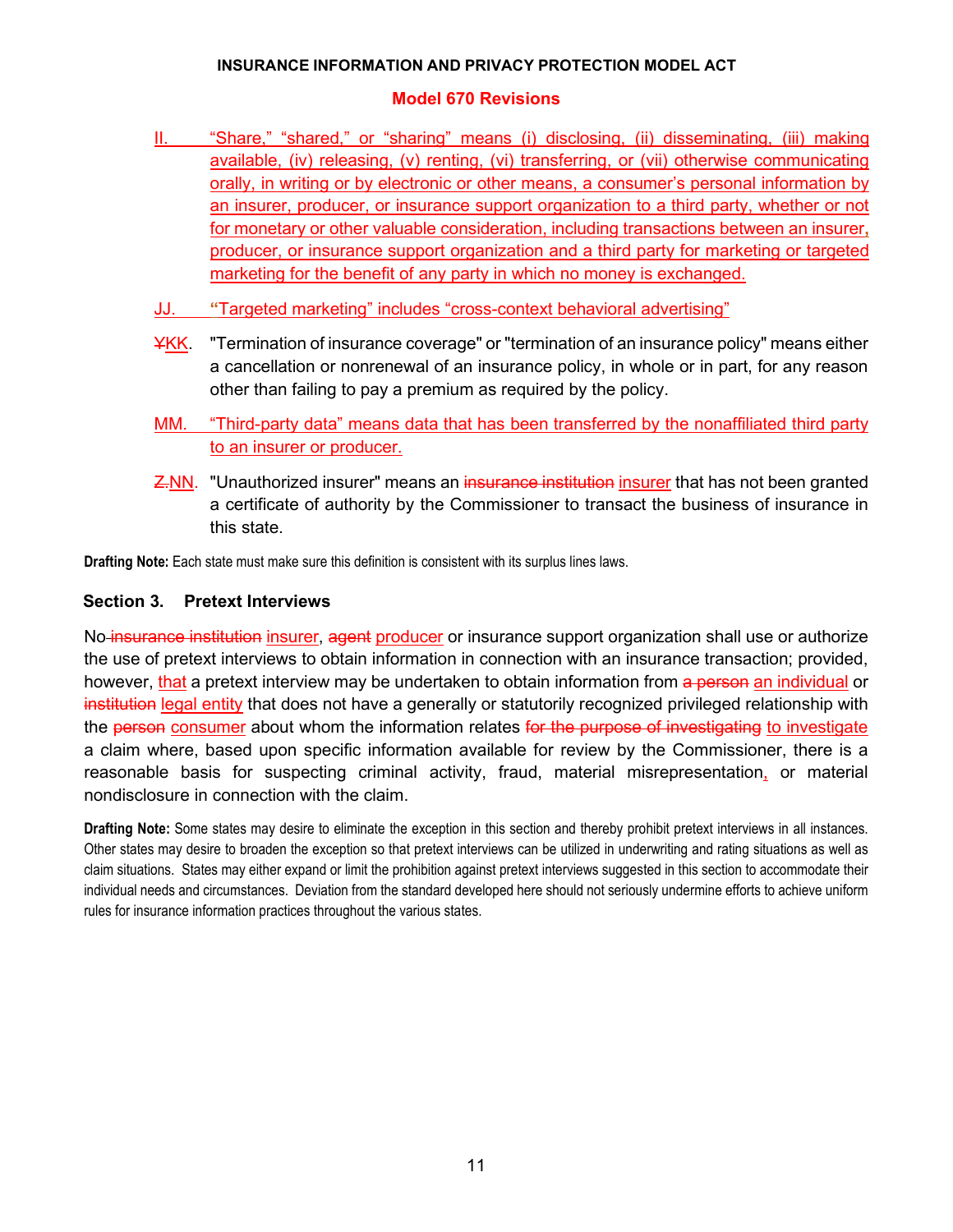**INSURANCE INFORMATION AND PRIVACY PROTECTION MODEL ACT**

**Model 670 Revisions**

II. "Share," "shared," or "sharing" means (i) disclosing, (ii) disseminating, (iii) making available, (iv) releasing, (v) renting, (vi) transferring, or (vii) otherwise communicating orally, in writing or by electronic or other means, a consumer's personal information by an insurer, producer, or insurance support organization to a third party, whether or not for monetary or other valuable consideration, including transactions between an insurer, producer, or insurance support organization and a third party for marketing or targeted marketing for the benefit of any party in which no money is exchanged.

JJ. "Targeted marketing" includes "cross-context behavioral advertising"

~~Y~~KK. "Termination of insurance coverage" or "termination of an insurance policy" means either a cancellation or nonrenewal of an insurance policy, in whole or in part, for any reason other than failing to pay a premium as required by the policy.

MM. "Third-party data" means data that has been transferred by the nonaffiliated third party to an insurer or producer.

~~Z.~~NN. "Unauthorized insurer" means an ~~insurance institution~~ insurer that has not been granted a certificate of authority by the Commissioner to transact the business of insurance in this state.

**Drafting Note:** Each state must make sure this definition is consistent with its surplus lines laws.

## Section 3. Pretext Interviews

No ~~insurance institution~~ insurer, ~~agent~~ producer or insurance support organization shall use or authorize the use of pretext interviews to obtain information in connection with an insurance transaction; provided, however, that a pretext interview may be undertaken to obtain information from ~~a person~~ an individual or ~~institution~~ legal entity that does not have a generally or statutorily recognized privileged relationship with the ~~person~~ consumer about whom the information relates ~~for the purpose of investigating~~ to investigate a claim where, based upon specific information available for review by the Commissioner, there is a reasonable basis for suspecting criminal activity, fraud, material misrepresentation, or material nondisclosure in connection with the claim.

**Drafting Note:** Some states may desire to eliminate the exception in this section and thereby prohibit pretext interviews in all instances. Other states may desire to broaden the exception so that pretext interviews can be utilized in underwriting and rating situations as well as claim situations. States may either expand or limit the prohibition against pretext interviews suggested in this section to accommodate their individual needs and circumstances. Deviation from the standard developed here should not seriously undermine efforts to achieve uniform rules for insurance information practices throughout the various states.